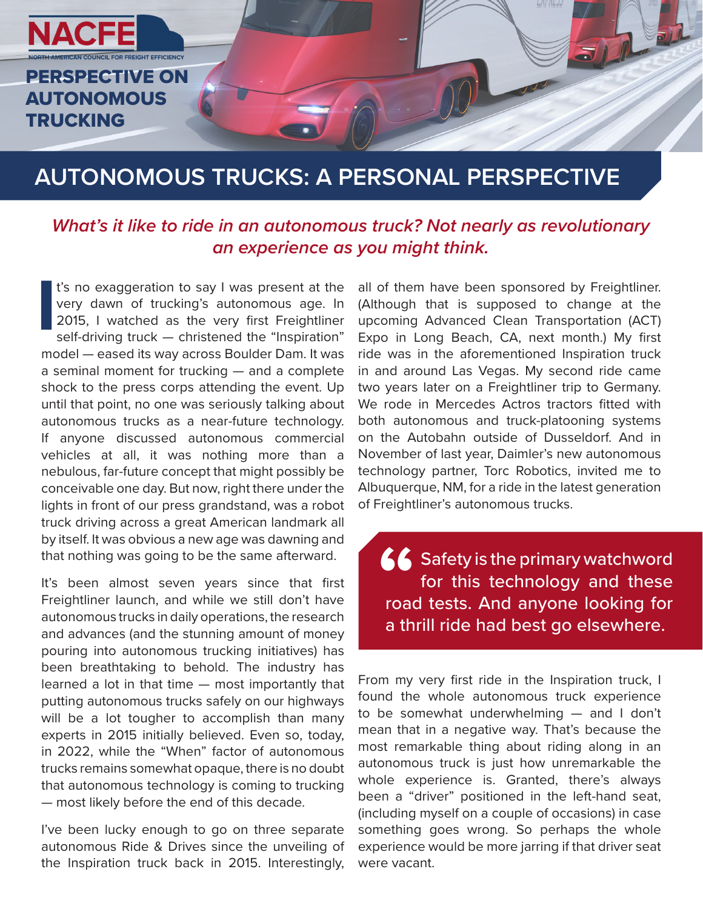NACFE

NORTH AMERICAN COUNCIL FOR FREIGHT EFFICIENCY

PERSPECTIVE ON AUTONOMOUS TRUCKING

# AUTONOMOUS TRUCKS: A PERSONAL PERSPECTIVE

*What's it like to ride in an autonomous truck? Not nearly as revolutionary an experience as you might think.*

It's no exaggeration to say I was present at the very dawn of trucking's autonomous age. In 2015, I watched as the very first Freightliner self-driving truck — christened the "Inspiration" model — eased its way across Boulder Dam. It was a seminal moment for trucking — and a complete shock to the press corps attending the event. Up until that point, no one was seriously talking about autonomous trucks as a near-future technology. If anyone discussed autonomous commercial vehicles at all, it was nothing more than a nebulous, far-future concept that might possibly be conceivable one day. But now, right there under the lights in front of our press grandstand, was a robot truck driving across a great American landmark all by itself. It was obvious a new age was dawning and that nothing was going to be the same afterward.

It's been almost seven years since that first Freightliner launch, and while we still don't have autonomous trucks in daily operations, the research and advances (and the stunning amount of money pouring into autonomous trucking initiatives) has been breathtaking to behold. The industry has learned a lot in that time — most importantly that putting autonomous trucks safely on our highways will be a lot tougher to accomplish than many experts in 2015 initially believed. Even so, today, in 2022, while the "When" factor of autonomous trucks remains somewhat opaque, there is no doubt that autonomous technology is coming to trucking — most likely before the end of this decade.

I've been lucky enough to go on three separate autonomous Ride & Drives since the unveiling of the Inspiration truck back in 2015. Interestingly, all of them have been sponsored by Freightliner. (Although that is supposed to change at the upcoming Advanced Clean Transportation (ACT) Expo in Long Beach, CA, next month.) My first ride was in the aforementioned Inspiration truck in and around Las Vegas. My second ride came two years later on a Freightliner trip to Germany. We rode in Mercedes Actros tractors fitted with both autonomous and truck-platooning systems on the Autobahn outside of Dusseldorf. And in November of last year, Daimler's new autonomous technology partner, Torc Robotics, invited me to Albuquerque, NM, for a ride in the latest generation of Freightliner's autonomous trucks.

> "Safety is the primary watchword for this technology and these road tests. And anyone looking for a thrill ride had best go elsewhere.

From my very first ride in the Inspiration truck, I found the whole autonomous truck experience to be somewhat underwhelming — and I don't mean that in a negative way. That's because the most remarkable thing about riding along in an autonomous truck is just how unremarkable the whole experience is. Granted, there's always been a "driver" positioned in the left-hand seat, (including myself on a couple of occasions) in case something goes wrong. So perhaps the whole experience would be more jarring if that driver seat were vacant.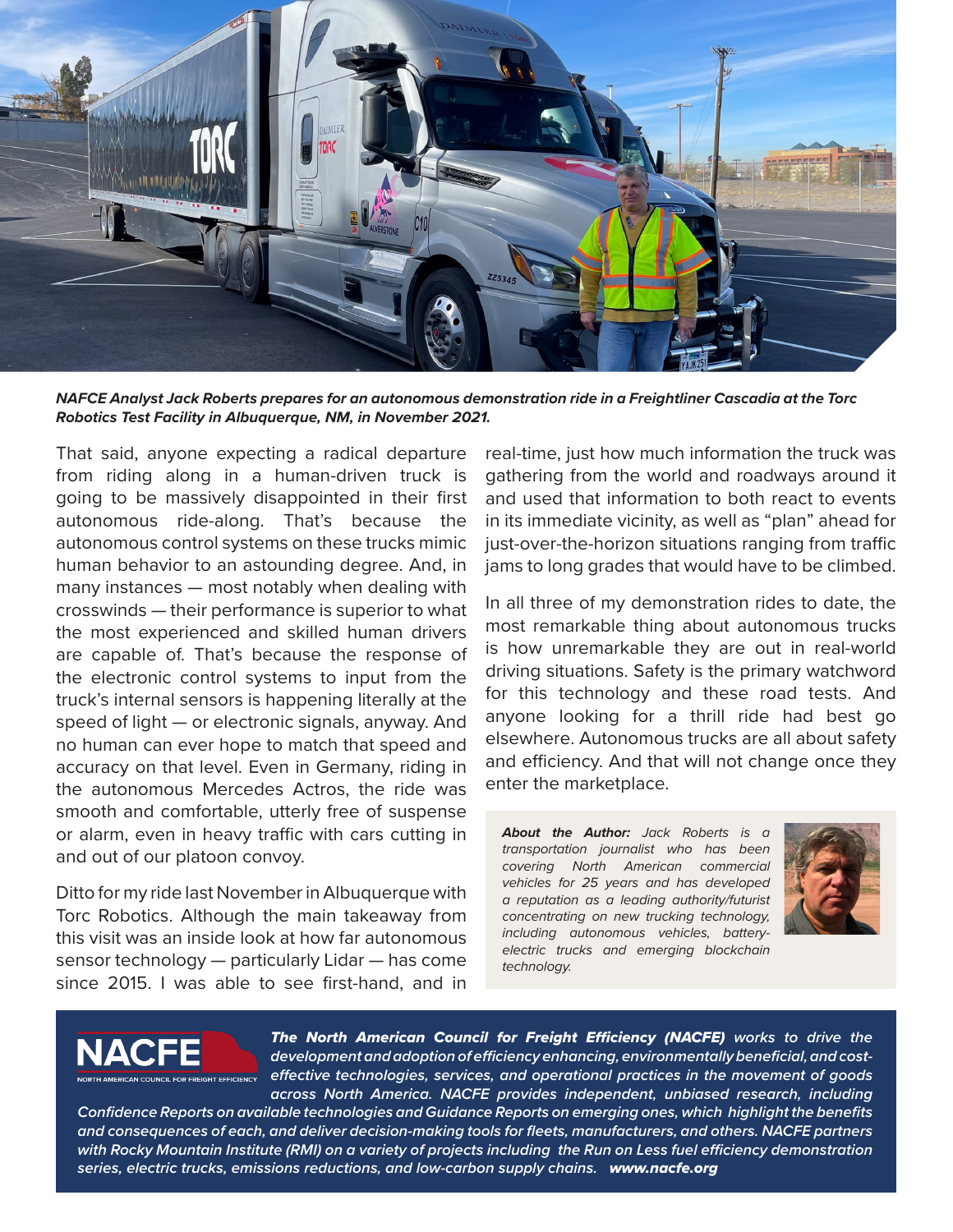***NAFCE Analyst Jack Roberts prepares for an autonomous demonstration ride in a Freightliner Cascadia at the Torc Robotics Test Facility in Albuquerque, NM, in November 2021.***

That said, anyone expecting a radical departure from riding along in a human-driven truck is going to be massively disappointed in their first autonomous ride-along. That's because the autonomous control systems on these trucks mimic human behavior to an astounding degree. And, in many instances — most notably when dealing with crosswinds — their performance is superior to what the most experienced and skilled human drivers are capable of. That's because the response of the electronic control systems to input from the truck's internal sensors is happening literally at the speed of light — or electronic signals, anyway. And no human can ever hope to match that speed and accuracy on that level. Even in Germany, riding in the autonomous Mercedes Actros, the ride was smooth and comfortable, utterly free of suspense or alarm, even in heavy traffic with cars cutting in and out of our platoon convoy.

Ditto for my ride last November in Albuquerque with Torc Robotics. Although the main takeaway from this visit was an inside look at how far autonomous sensor technology — particularly Lidar — has come since 2015. I was able to see first-hand, and in real-time, just how much information the truck was gathering from the world and roadways around it and used that information to both react to events in its immediate vicinity, as well as "plan" ahead for just-over-the-horizon situations ranging from traffic jams to long grades that would have to be climbed.

In all three of my demonstration rides to date, the most remarkable thing about autonomous trucks is how unremarkable they are out in real-world driving situations. Safety is the primary watchword for this technology and these road tests. And anyone looking for a thrill ride had best go elsewhere. Autonomous trucks are all about safety and efficiency. And that will not change once they enter the marketplace.

***About the Author:*** *Jack Roberts is a transportation journalist who has been covering North American commercial vehicles for 25 years and has developed a reputation as a leading authority/futurist concentrating on new trucking technology, including autonomous vehicles, battery-electric trucks and emerging blockchain technology.*

NACFE
NORTH AMERICAN COUNCIL FOR FREIGHT EFFICIENCY

***The North American Council for Freight Efficiency (NACFE) works to drive the development and adoption of efficiency enhancing, environmentally beneficial, and cost-effective technologies, services, and operational practices in the movement of goods across North America. NACFE provides independent, unbiased research, including Confidence Reports on available technologies and Guidance Reports on emerging ones, which highlight the benefits and consequences of each, and deliver decision-making tools for fleets, manufacturers, and others. NACFE partners with Rocky Mountain Institute (RMI) on a variety of projects including the Run on Less fuel efficiency demonstration series, electric trucks, emissions reductions, and low-carbon supply chains. www.nacfe.org***